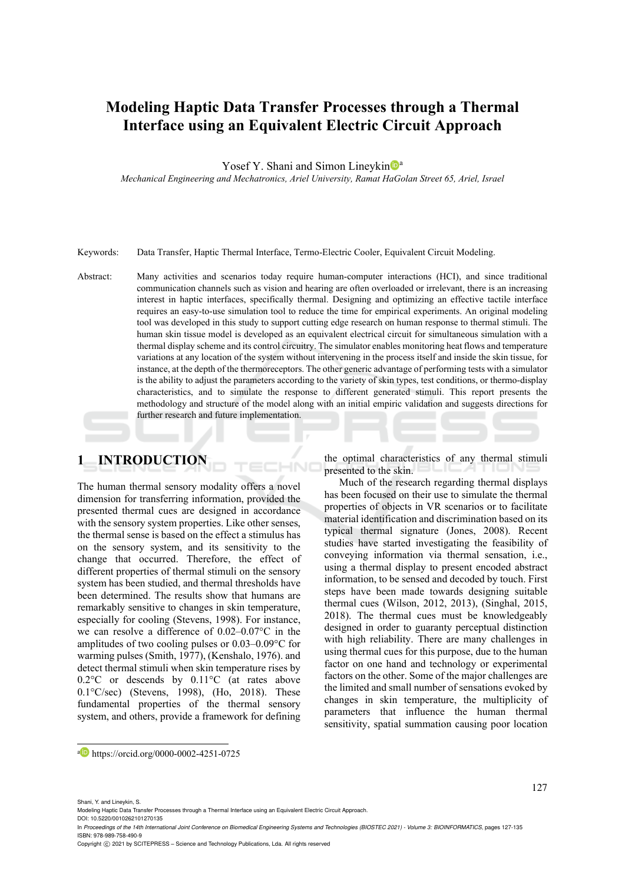# Modeling Haptic Data Transfer Processes through a Thermal Interface using an Equivalent Electric Circuit Approach

Yosef Y. Shani and Simon Lineykin[a]

*Mechanical Engineering and Mechatronics, Ariel University, Ramat HaGolan Street 65, Ariel, Israel*

Keywords: Data Transfer, Haptic Thermal Interface, Termo-Electric Cooler, Equivalent Circuit Modeling.

Abstract: Many activities and scenarios today require human-computer interactions (HCI), and since traditional communication channels such as vision and hearing are often overloaded or irrelevant, there is an increasing interest in haptic interfaces, specifically thermal. Designing and optimizing an effective tactile interface requires an easy-to-use simulation tool to reduce the time for empirical experiments. An original modeling tool was developed in this study to support cutting edge research on human response to thermal stimuli. The human skin tissue model is developed as an equivalent electrical circuit for simultaneous simulation with a thermal display scheme and its control circuitry. The simulator enables monitoring heat flows and temperature variations at any location of the system without intervening in the process itself and inside the skin tissue, for instance, at the depth of the thermoreceptors. The other generic advantage of performing tests with a simulator is the ability to adjust the parameters according to the variety of skin types, test conditions, or thermo-display characteristics, and to simulate the response to different generated stimuli. This report presents the methodology and structure of the model along with an initial empiric validation and suggests directions for further research and future implementation.

## 1 INTRODUCTION

The human thermal sensory modality offers a novel dimension for transferring information, provided the presented thermal cues are designed in accordance with the sensory system properties. Like other senses, the thermal sense is based on the effect a stimulus has on the sensory system, and its sensitivity to the change that occurred. Therefore, the effect of different properties of thermal stimuli on the sensory system has been studied, and thermal thresholds have been determined. The results show that humans are remarkably sensitive to changes in skin temperature, especially for cooling (Stevens, 1998). For instance, we can resolve a difference of 0.02–0.07°C in the amplitudes of two cooling pulses or 0.03–0.09°C for warming pulses (Smith, 1977), (Kenshalo, 1976). and detect thermal stimuli when skin temperature rises by 0.2°C or descends by 0.11°C (at rates above 0.1°C/sec) (Stevens, 1998), (Ho, 2018). These fundamental properties of the thermal sensory system, and others, provide a framework for defining the optimal characteristics of any thermal stimuli presented to the skin.

Much of the research regarding thermal displays has been focused on their use to simulate the thermal properties of objects in VR scenarios or to facilitate material identification and discrimination based on its typical thermal signature (Jones, 2008). Recent studies have started investigating the feasibility of conveying information via thermal sensation, i.e., using a thermal display to present encoded abstract information, to be sensed and decoded by touch. First steps have been made towards designing suitable thermal cues (Wilson, 2012, 2013), (Singhal, 2015, 2018). The thermal cues must be knowledgeably designed in order to guaranty perceptual distinction with high reliability. There are many challenges in using thermal cues for this purpose, due to the human factor on one hand and technology or experimental factors on the other. Some of the major challenges are the limited and small number of sensations evoked by changes in skin temperature, the multiplicity of parameters that influence the human thermal sensitivity, spatial summation causing poor location

[a] https://orcid.org/0000-0002-4251-0725

Shani, Y. and Lineykin, S.
Modeling Haptic Data Transfer Processes through a Thermal Interface using an Equivalent Electric Circuit Approach.
DOI: 10.5220/0010262101270135
In *Proceedings of the 14th International Joint Conference on Biomedical Engineering Systems and Technologies (BIOSTEC 2021) - Volume 3: BIOINFORMATICS*, pages 127-135
ISBN: 978-989-758-490-9
Copyright © 2021 by SCITEPRESS – Science and Technology Publications, Lda. All rights reserved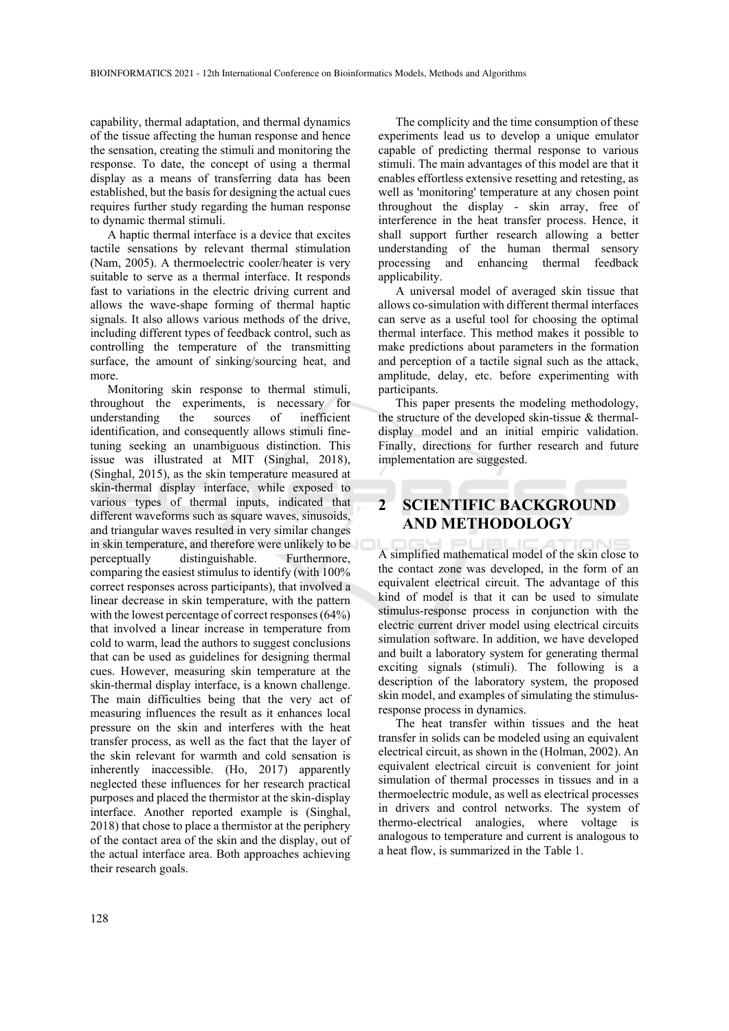capability, thermal adaptation, and thermal dynamics of the tissue affecting the human response and hence the sensation, creating the stimuli and monitoring the response. To date, the concept of using a thermal display as a means of transferring data has been established, but the basis for designing the actual cues requires further study regarding the human response to dynamic thermal stimuli.

A haptic thermal interface is a device that excites tactile sensations by relevant thermal stimulation (Nam, 2005). A thermoelectric cooler/heater is very suitable to serve as a thermal interface. It responds fast to variations in the electric driving current and allows the wave-shape forming of thermal haptic signals. It also allows various methods of the drive, including different types of feedback control, such as controlling the temperature of the transmitting surface, the amount of sinking/sourcing heat, and more.

Monitoring skin response to thermal stimuli, throughout the experiments, is necessary for understanding the sources of inefficient identification, and consequently allows stimuli fine-tuning seeking an unambiguous distinction. This issue was illustrated at MIT (Singhal, 2018), (Singhal, 2015), as the skin temperature measured at skin-thermal display interface, while exposed to various types of thermal inputs, indicated that different waveforms such as square waves, sinusoids, and triangular waves resulted in very similar changes in skin temperature, and therefore were unlikely to be perceptually distinguishable. Furthermore, comparing the easiest stimulus to identify (with 100% correct responses across participants), that involved a linear decrease in skin temperature, with the pattern with the lowest percentage of correct responses (64%) that involved a linear increase in temperature from cold to warm, lead the authors to suggest conclusions that can be used as guidelines for designing thermal cues. However, measuring skin temperature at the skin-thermal display interface, is a known challenge. The main difficulties being that the very act of measuring influences the result as it enhances local pressure on the skin and interferes with the heat transfer process, as well as the fact that the layer of the skin relevant for warmth and cold sensation is inherently inaccessible. (Ho, 2017) apparently neglected these influences for her research practical purposes and placed the thermistor at the skin-display interface. Another reported example is (Singhal, 2018) that chose to place a thermistor at the periphery of the contact area of the skin and the display, out of the actual interface area. Both approaches achieving their research goals.

The complicity and the time consumption of these experiments lead us to develop a unique emulator capable of predicting thermal response to various stimuli. The main advantages of this model are that it enables effortless extensive resetting and retesting, as well as 'monitoring' temperature at any chosen point throughout the display - skin array, free of interference in the heat transfer process. Hence, it shall support further research allowing a better understanding of the human thermal sensory processing and enhancing thermal feedback applicability.

A universal model of averaged skin tissue that allows co-simulation with different thermal interfaces can serve as a useful tool for choosing the optimal thermal interface. This method makes it possible to make predictions about parameters in the formation and perception of a tactile signal such as the attack, amplitude, delay, etc. before experimenting with participants.

This paper presents the modeling methodology, the structure of the developed skin-tissue & thermal-display model and an initial empiric validation. Finally, directions for further research and future implementation are suggested.

## 2 SCIENTIFIC BACKGROUND AND METHODOLOGY

A simplified mathematical model of the skin close to the contact zone was developed, in the form of an equivalent electrical circuit. The advantage of this kind of model is that it can be used to simulate stimulus-response process in conjunction with the electric current driver model using electrical circuits simulation software. In addition, we have developed and built a laboratory system for generating thermal exciting signals (stimuli). The following is a description of the laboratory system, the proposed skin model, and examples of simulating the stimulus-response process in dynamics.

The heat transfer within tissues and the heat transfer in solids can be modeled using an equivalent electrical circuit, as shown in the (Holman, 2002). An equivalent electrical circuit is convenient for joint simulation of thermal processes in tissues and in a thermoelectric module, as well as electrical processes in drivers and control networks. The system of thermo-electrical analogies, where voltage is analogous to temperature and current is analogous to a heat flow, is summarized in the Table 1.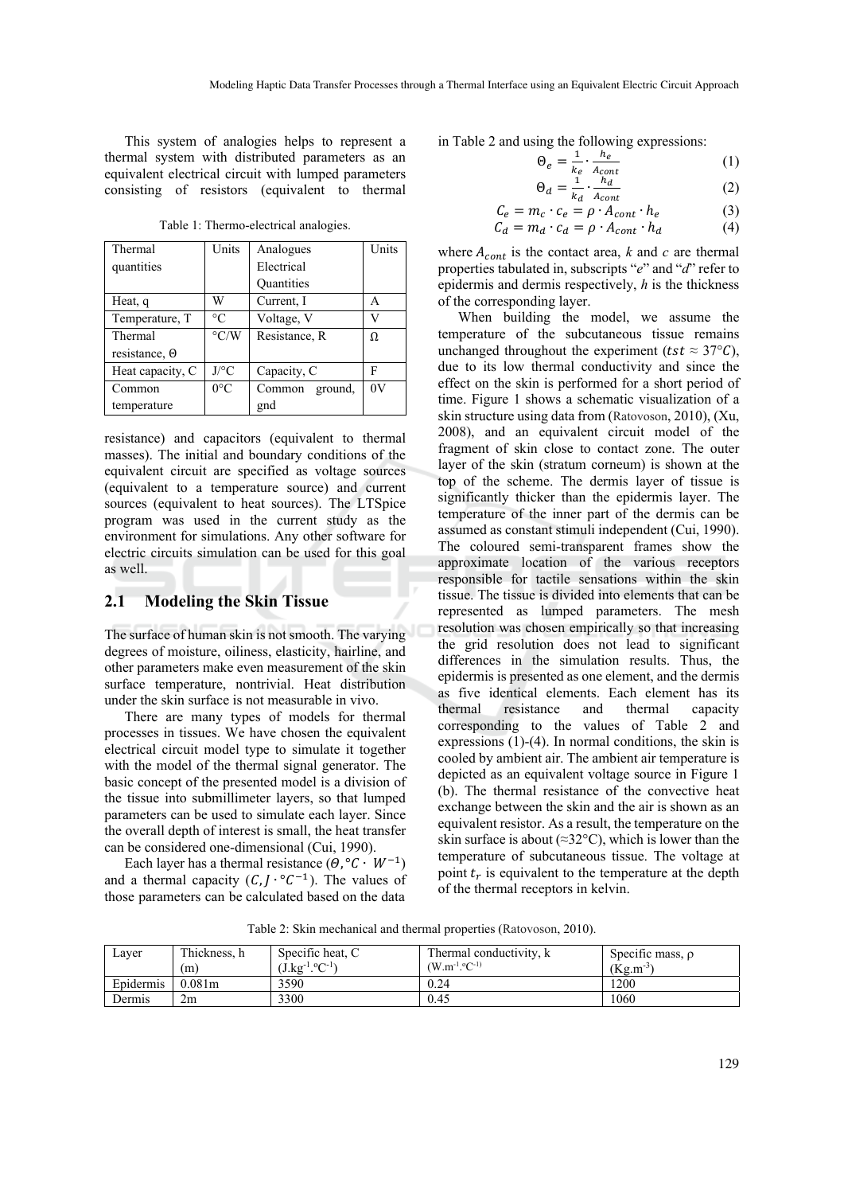This system of analogies helps to represent a thermal system with distributed parameters as an equivalent electrical circuit with lumped parameters consisting of resistors (equivalent to thermal resistance) and capacitors (equivalent to thermal masses). The initial and boundary conditions of the equivalent circuit are specified as voltage sources (equivalent to a temperature source) and current sources (equivalent to heat sources). The LTSpice program was used in the current study as the environment for simulations. Any other software for electric circuits simulation can be used for this goal as well.

Table 1: Thermo-electrical analogies.

| Thermal quantities | Units | Analogues Electrical Quantities | Units |
|---|---|---|---|
| Heat, q | W | Current, I | A |
| Temperature, T | °C | Voltage, V | V |
| Thermal resistance, Θ | °C/W | Resistance, R | Ω |
| Heat capacity, C | J/°C | Capacity, C | F |
| Common temperature | 0°C | Common ground, gnd | 0V |

## 2.1 Modeling the Skin Tissue

The surface of human skin is not smooth. The varying degrees of moisture, oiliness, elasticity, hairline, and other parameters make even measurement of the skin surface temperature, nontrivial. Heat distribution under the skin surface is not measurable in vivo.

There are many types of models for thermal processes in tissues. We have chosen the equivalent electrical circuit model type to simulate it together with the model of the thermal signal generator. The basic concept of the presented model is a division of the tissue into submillimeter layers, so that lumped parameters can be used to simulate each layer. Since the overall depth of interest is small, the heat transfer can be considered one-dimensional (Cui, 1990).

Each layer has a thermal resistance ($\theta, °C \cdot W^{-1}$) and a thermal capacity ($C, J \cdot °C^{-1}$). The values of those parameters can be calculated based on the data in Table 2 and using the following expressions:

$$\Theta_e = \frac{1}{k_e} \cdot \frac{h_e}{A_{cont}} \tag{1}$$

$$\Theta_d = \frac{1}{k_d} \cdot \frac{h_d}{A_{cont}} \tag{2}$$

$$C_e = m_c \cdot c_e = \rho \cdot A_{cont} \cdot h_e \tag{3}$$

$$C_d = m_d \cdot c_d = \rho \cdot A_{cont} \cdot h_d \tag{4}$$

where $A_{cont}$ is the contact area, $k$ and $c$ are thermal properties tabulated in, subscripts "$e$" and "$d$" refer to epidermis and dermis respectively, $h$ is the thickness of the corresponding layer.

When building the model, we assume the temperature of the subcutaneous tissue remains unchanged throughout the experiment ($tst \approx 37°C$), due to its low thermal conductivity and since the effect on the skin is performed for a short period of time. Figure 1 shows a schematic visualization of a skin structure using data from (Ratovoson, 2010), (Xu, 2008), and an equivalent circuit model of the fragment of skin close to contact zone. The outer layer of the skin (stratum corneum) is shown at the top of the scheme. The dermis layer of tissue is significantly thicker than the epidermis layer. The temperature of the inner part of the dermis can be assumed as constant stimuli independent (Cui, 1990). The coloured semi-transparent frames show the approximate location of the various receptors responsible for tactile sensations within the skin tissue. The tissue is divided into elements that can be represented as lumped parameters. The mesh resolution was chosen empirically so that increasing the grid resolution does not lead to significant differences in the simulation results. Thus, the epidermis is presented as one element, and the dermis as five identical elements. Each element has its thermal resistance and thermal capacity corresponding to the values of Table 2 and expressions (1)-(4). In normal conditions, the skin is cooled by ambient air. The ambient air temperature is depicted as an equivalent voltage source in Figure 1 (b). The thermal resistance of the convective heat exchange between the skin and the air is shown as an equivalent resistor. As a result, the temperature on the skin surface is about (≈32°C), which is lower than the temperature of subcutaneous tissue. The voltage at point $t_r$ is equivalent to the temperature at the depth of the thermal receptors in kelvin.

Table 2: Skin mechanical and thermal properties (Ratovoson, 2010).

| Layer | Thickness, h (m) | Specific heat, C ($J.kg^{-1}.°C^{-1}$) | Thermal conductivity, k ($W.m^{-1}.°C^{-1}$) | Specific mass, ρ ($Kg.m^{-3}$) |
|---|---|---|---|---|
| Epidermis | 0.081m | 3590 | 0.24 | 1200 |
| Dermis | 2m | 3300 | 0.45 | 1060 |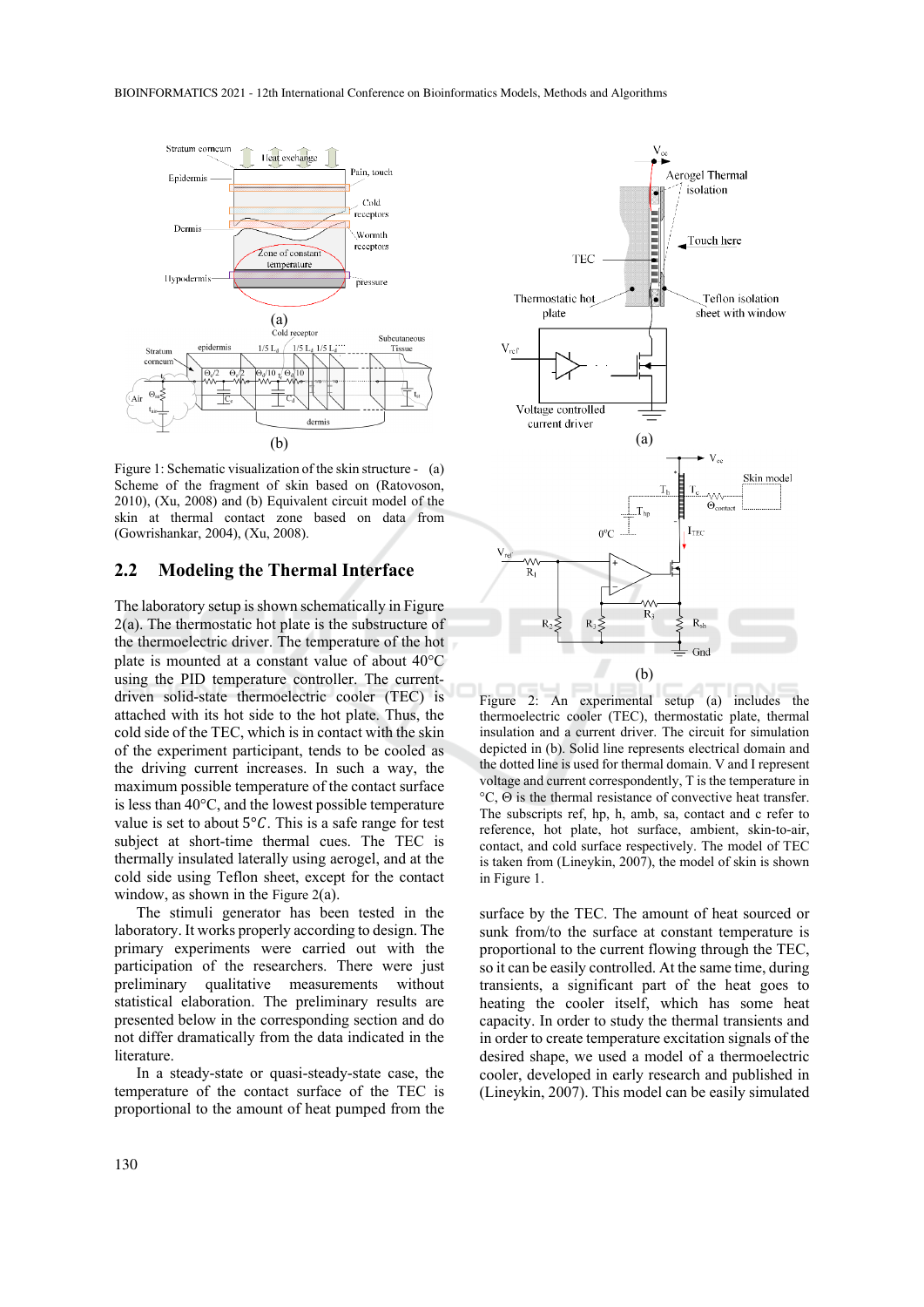Figure 1: Schematic visualization of the skin structure - (a) Scheme of the fragment of skin based on (Ratovoson, 2010), (Xu, 2008) and (b) Equivalent circuit model of the skin at thermal contact zone based on data from (Gowrishankar, 2004), (Xu, 2008).

## 2.2 Modeling the Thermal Interface

The laboratory setup is shown schematically in Figure 2(a). The thermostatic hot plate is the substructure of the thermoelectric driver. The temperature of the hot plate is mounted at a constant value of about 40°C using the PID temperature controller. The current-driven solid-state thermoelectric cooler (TEC) is attached with its hot side to the hot plate. Thus, the cold side of the TEC, which is in contact with the skin of the experiment participant, tends to be cooled as the driving current increases. In such a way, the maximum possible temperature of the contact surface is less than 40°C, and the lowest possible temperature value is set to about $5°C$. This is a safe range for test subject at short-time thermal cues. The TEC is thermally insulated laterally using aerogel, and at the cold side using Teflon sheet, except for the contact window, as shown in the Figure 2(a).

The stimuli generator has been tested in the laboratory. It works properly according to design. The primary experiments were carried out with the participation of the researchers. There were just preliminary qualitative measurements without statistical elaboration. The preliminary results are presented below in the corresponding section and do not differ dramatically from the data indicated in the literature.

In a steady-state or quasi-steady-state case, the temperature of the contact surface of the TEC is proportional to the amount of heat pumped from the surface by the TEC. The amount of heat sourced or sunk from/to the surface at constant temperature is proportional to the current flowing through the TEC, so it can be easily controlled. At the same time, during transients, a significant part of the heat goes to heating the cooler itself, which has some heat capacity. In order to study the thermal transients and in order to create temperature excitation signals of the desired shape, we used a model of a thermoelectric cooler, developed in early research and published in (Lineykin, 2007). This model can be easily simulated

Figure 2: An experimental setup (a) includes the thermoelectric cooler (TEC), thermostatic plate, thermal insulation and a current driver. The circuit for simulation depicted in (b). Solid line represents electrical domain and the dotted line is used for thermal domain. V and I represent voltage and current correspondently, T is the temperature in °C, Θ is the thermal resistance of convective heat transfer. The subscripts ref, hp, h, amb, sa, contact and c refer to reference, hot plate, hot surface, ambient, skin-to-air, contact, and cold surface respectively. The model of TEC is taken from (Lineykin, 2007), the model of skin is shown in Figure 1.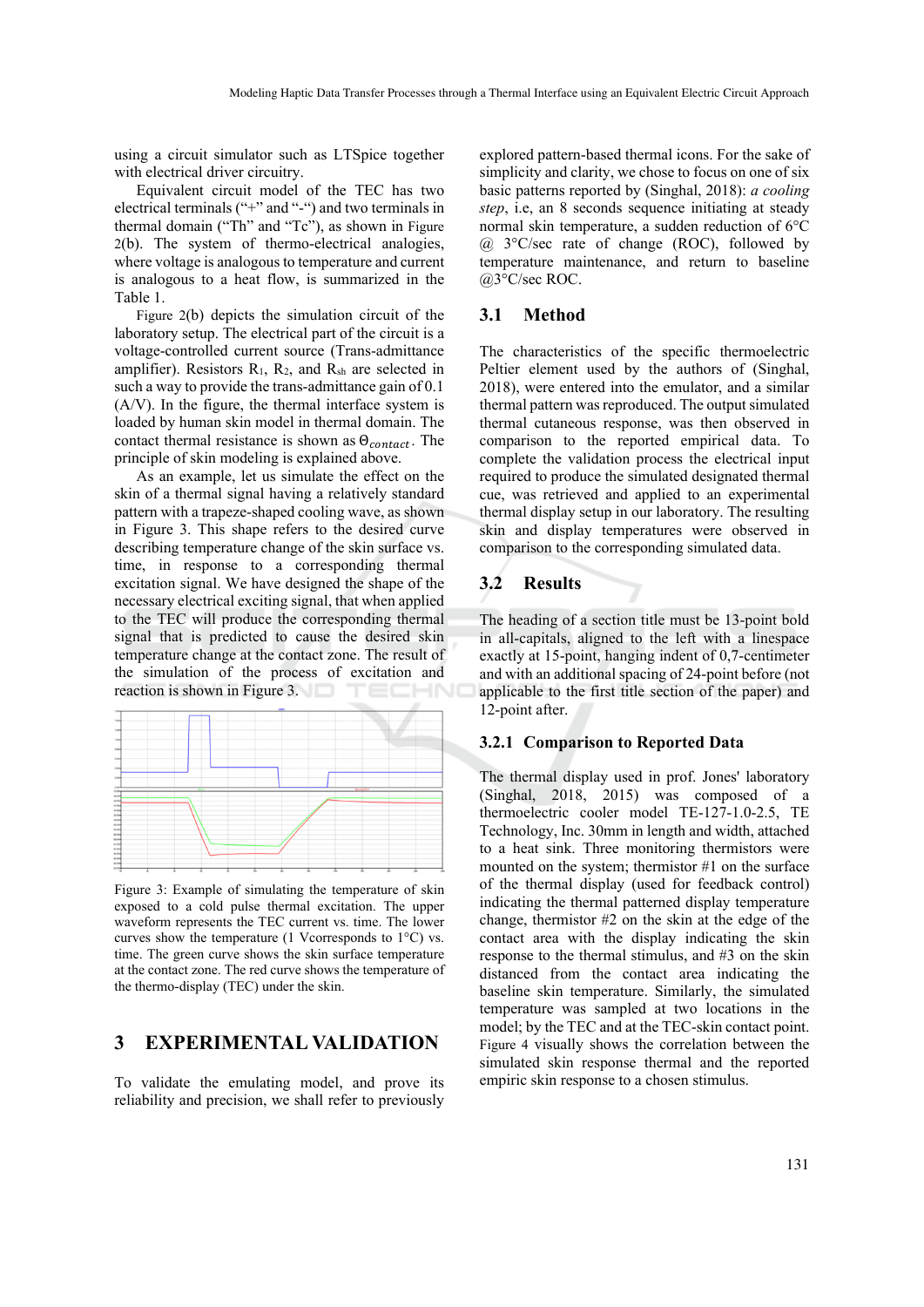using a circuit simulator such as LTSpice together with electrical driver circuitry.

Equivalent circuit model of the TEC has two electrical terminals ("+" and "-") and two terminals in thermal domain ("Th" and "Tc"), as shown in Figure 2(b). The system of thermo-electrical analogies, where voltage is analogous to temperature and current is analogous to a heat flow, is summarized in the Table 1.

Figure 2(b) depicts the simulation circuit of the laboratory setup. The electrical part of the circuit is a voltage-controlled current source (Trans-admittance amplifier). Resistors $R_1$, $R_2$, and $R_{sh}$ are selected in such a way to provide the trans-admittance gain of 0.1 (A/V). In the figure, the thermal interface system is loaded by human skin model in thermal domain. The contact thermal resistance is shown as $\Theta_{contact}$. The principle of skin modeling is explained above.

As an example, let us simulate the effect on the skin of a thermal signal having a relatively standard pattern with a trapeze-shaped cooling wave, as shown in Figure 3. This shape refers to the desired curve describing temperature change of the skin surface vs. time, in response to a corresponding thermal excitation signal. We have designed the shape of the necessary electrical exciting signal, that when applied to the TEC will produce the corresponding thermal signal that is predicted to cause the desired skin temperature change at the contact zone. The result of the simulation of the process of excitation and reaction is shown in Figure 3.

Figure 3: Example of simulating the temperature of skin exposed to a cold pulse thermal excitation. The upper waveform represents the TEC current vs. time. The lower curves show the temperature (1 Vcorresponds to 1°C) vs. time. The green curve shows the skin surface temperature at the contact zone. The red curve shows the temperature of the thermo-display (TEC) under the skin.

# 3 EXPERIMENTAL VALIDATION

To validate the emulating model, and prove its reliability and precision, we shall refer to previously explored pattern-based thermal icons. For the sake of simplicity and clarity, we chose to focus on one of six basic patterns reported by (Singhal, 2018): *a cooling step*, i.e, an 8 seconds sequence initiating at steady normal skin temperature, a sudden reduction of 6°C @ 3°C/sec rate of change (ROC), followed by temperature maintenance, and return to baseline @3°C/sec ROC.

## 3.1 Method

The characteristics of the specific thermoelectric Peltier element used by the authors of (Singhal, 2018), were entered into the emulator, and a similar thermal pattern was reproduced. The output simulated thermal cutaneous response, was then observed in comparison to the reported empirical data. To complete the validation process the electrical input required to produce the simulated designated thermal cue, was retrieved and applied to an experimental thermal display setup in our laboratory. The resulting skin and display temperatures were observed in comparison to the corresponding simulated data.

## 3.2 Results

The heading of a section title must be 13-point bold in all-capitals, aligned to the left with a linespace exactly at 15-point, hanging indent of 0,7-centimeter and with an additional spacing of 24-point before (not applicable to the first title section of the paper) and 12-point after.

### 3.2.1 Comparison to Reported Data

The thermal display used in prof. Jones' laboratory (Singhal, 2018, 2015) was composed of a thermoelectric cooler model TE-127-1.0-2.5, TE Technology, Inc. 30mm in length and width, attached to a heat sink. Three monitoring thermistors were mounted on the system; thermistor #1 on the surface of the thermal display (used for feedback control) indicating the thermal patterned display temperature change, thermistor #2 on the skin at the edge of the contact area with the display indicating the skin response to the thermal stimulus, and #3 on the skin distanced from the contact area indicating the baseline skin temperature. Similarly, the simulated temperature was sampled at two locations in the model; by the TEC and at the TEC-skin contact point. Figure 4 visually shows the correlation between the simulated skin response thermal and the reported empiric skin response to a chosen stimulus.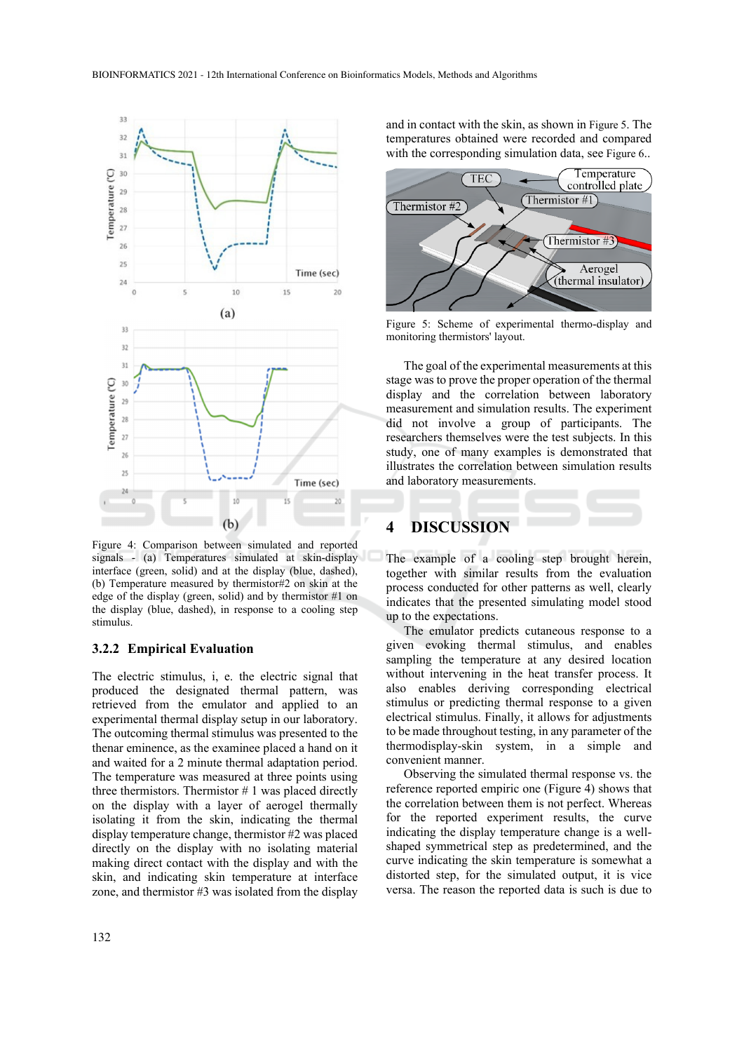Figure 4: Comparison between simulated and reported signals - (a) Temperatures simulated at skin-display interface (green, solid) and at the display (blue, dashed), (b) Temperature measured by thermistor#2 on skin at the edge of the display (green, solid) and by thermistor #1 on the display (blue, dashed), in response to a cooling step stimulus.

### 3.2.2 Empirical Evaluation

The electric stimulus, i, e. the electric signal that produced the designated thermal pattern, was retrieved from the emulator and applied to an experimental thermal display setup in our laboratory. The outcoming thermal stimulus was presented to the thenar eminence, as the examinee placed a hand on it and waited for a 2 minute thermal adaptation period. The temperature was measured at three points using three thermistors. Thermistor # 1 was placed directly on the display with a layer of aerogel thermally isolating it from the skin, indicating the thermal display temperature change, thermistor #2 was placed directly on the display with no isolating material making direct contact with the display and with the skin, and indicating skin temperature at interface zone, and thermistor #3 was isolated from the display and in contact with the skin, as shown in Figure 5. The temperatures obtained were recorded and compared with the corresponding simulation data, see Figure 6..

Figure 5: Scheme of experimental thermo-display and monitoring thermistors' layout.

The goal of the experimental measurements at this stage was to prove the proper operation of the thermal display and the correlation between laboratory measurement and simulation results. The experiment did not involve a group of participants. The researchers themselves were the test subjects. In this study, one of many examples is demonstrated that illustrates the correlation between simulation results and laboratory measurements.

## 4 DISCUSSION

The example of a cooling step brought herein, together with similar results from the evaluation process conducted for other patterns as well, clearly indicates that the presented simulating model stood up to the expectations.

The emulator predicts cutaneous response to a given evoking thermal stimulus, and enables sampling the temperature at any desired location without intervening in the heat transfer process. It also enables deriving corresponding electrical stimulus or predicting thermal response to a given electrical stimulus. Finally, it allows for adjustments to be made throughout testing, in any parameter of the thermodisplay-skin system, in a simple and convenient manner.

Observing the simulated thermal response vs. the reference reported empiric one (Figure 4) shows that the correlation between them is not perfect. Whereas for the reported experiment results, the curve indicating the display temperature change is a well-shaped symmetrical step as predetermined, and the curve indicating the skin temperature is somewhat a distorted step, for the simulated output, it is vice versa. The reason the reported data is such is due to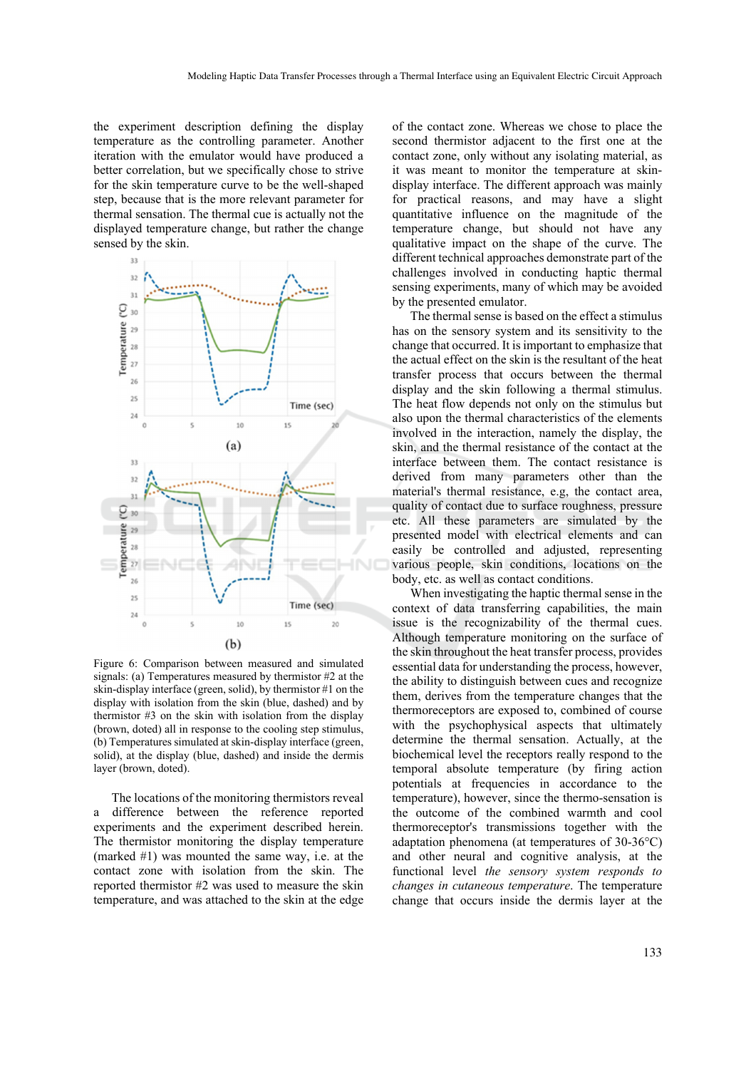the experiment description defining the display temperature as the controlling parameter. Another iteration with the emulator would have produced a better correlation, but we specifically chose to strive for the skin temperature curve to be the well-shaped step, because that is the more relevant parameter for thermal sensation. The thermal cue is actually not the displayed temperature change, but rather the change sensed by the skin.

Figure 6: Comparison between measured and simulated signals: (a) Temperatures measured by thermistor #2 at the skin-display interface (green, solid), by thermistor #1 on the display with isolation from the skin (blue, dashed) and by thermistor #3 on the skin with isolation from the display (brown, doted) all in response to the cooling step stimulus, (b) Temperatures simulated at skin-display interface (green, solid), at the display (blue, dashed) and inside the dermis layer (brown, doted).

The locations of the monitoring thermistors reveal a difference between the reference reported experiments and the experiment described herein. The thermistor monitoring the display temperature (marked #1) was mounted the same way, i.e. at the contact zone with isolation from the skin. The reported thermistor #2 was used to measure the skin temperature, and was attached to the skin at the edge of the contact zone. Whereas we chose to place the second thermistor adjacent to the first one at the contact zone, only without any isolating material, as it was meant to monitor the temperature at skin-display interface. The different approach was mainly for practical reasons, and may have a slight quantitative influence on the magnitude of the temperature change, but should not have any qualitative impact on the shape of the curve. The different technical approaches demonstrate part of the challenges involved in conducting haptic thermal sensing experiments, many of which may be avoided by the presented emulator.

The thermal sense is based on the effect a stimulus has on the sensory system and its sensitivity to the change that occurred. It is important to emphasize that the actual effect on the skin is the resultant of the heat transfer process that occurs between the thermal display and the skin following a thermal stimulus. The heat flow depends not only on the stimulus but also upon the thermal characteristics of the elements involved in the interaction, namely the display, the skin, and the thermal resistance of the contact at the interface between them. The contact resistance is derived from many parameters other than the material's thermal resistance, e.g, the contact area, quality of contact due to surface roughness, pressure etc. All these parameters are simulated by the presented model with electrical elements and can easily be controlled and adjusted, representing various people, skin conditions, locations on the body, etc. as well as contact conditions.

When investigating the haptic thermal sense in the context of data transferring capabilities, the main issue is the recognizability of the thermal cues. Although temperature monitoring on the surface of the skin throughout the heat transfer process, provides essential data for understanding the process, however, the ability to distinguish between cues and recognize them, derives from the temperature changes that the thermoreceptors are exposed to, combined of course with the psychophysical aspects that ultimately determine the thermal sensation. Actually, at the biochemical level the receptors really respond to the temporal absolute temperature (by firing action potentials at frequencies in accordance to the temperature), however, since the thermo-sensation is the outcome of the combined warmth and cool thermoreceptor's transmissions together with the adaptation phenomena (at temperatures of 30-36°C) and other neural and cognitive analysis, at the functional level *the sensory system responds to changes in cutaneous temperature*. The temperature change that occurs inside the dermis layer at the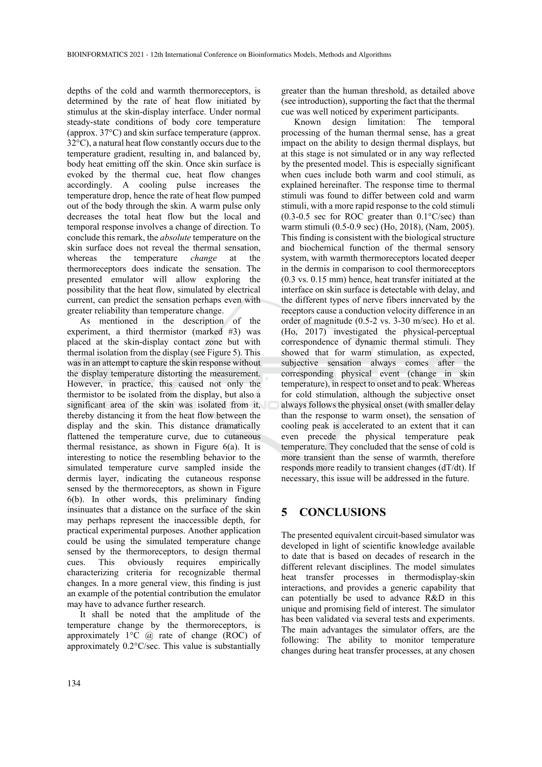depths of the cold and warmth thermoreceptors, is determined by the rate of heat flow initiated by stimulus at the skin-display interface. Under normal steady-state conditions of body core temperature (approx. 37°C) and skin surface temperature (approx. 32°C), a natural heat flow constantly occurs due to the temperature gradient, resulting in, and balanced by, body heat emitting off the skin. Once skin surface is evoked by the thermal cue, heat flow changes accordingly. A cooling pulse increases the temperature drop, hence the rate of heat flow pumped out of the body through the skin. A warm pulse only decreases the total heat flow but the local and temporal response involves a change of direction. To conclude this remark, the *absolute* temperature on the skin surface does not reveal the thermal sensation, whereas the temperature *change* at the thermoreceptors does indicate the sensation. The presented emulator will allow exploring the possibility that the heat flow, simulated by electrical current, can predict the sensation perhaps even with greater reliability than temperature change.

As mentioned in the description of the experiment, a third thermistor (marked #3) was placed at the skin-display contact zone but with thermal isolation from the display (see Figure 5). This was in an attempt to capture the skin response without the display temperature distorting the measurement. However, in practice, this caused not only the thermistor to be isolated from the display, but also a significant area of the skin was isolated from it, thereby distancing it from the heat flow between the display and the skin. This distance dramatically flattened the temperature curve, due to cutaneous thermal resistance, as shown in Figure 6(a). It is interesting to notice the resembling behavior to the simulated temperature curve sampled inside the dermis layer, indicating the cutaneous response sensed by the thermoreceptors, as shown in Figure 6(b). In other words, this preliminary finding insinuates that a distance on the surface of the skin may perhaps represent the inaccessible depth, for practical experimental purposes. Another application could be using the simulated temperature change sensed by the thermoreceptors, to design thermal cues. This obviously requires empirically characterizing criteria for recognizable thermal changes. In a more general view, this finding is just an example of the potential contribution the emulator may have to advance further research.

It shall be noted that the amplitude of the temperature change by the thermoreceptors, is approximately 1°C @ rate of change (ROC) of approximately 0.2°C/sec. This value is substantially greater than the human threshold, as detailed above (see introduction), supporting the fact that the thermal cue was well noticed by experiment participants.

Known design limitation: The temporal processing of the human thermal sense, has a great impact on the ability to design thermal displays, but at this stage is not simulated or in any way reflected by the presented model. This is especially significant when cues include both warm and cool stimuli, as explained hereinafter. The response time to thermal stimuli was found to differ between cold and warm stimuli, with a more rapid response to the cold stimuli (0.3-0.5 sec for ROC greater than 0.1°C/sec) than warm stimuli (0.5-0.9 sec) (Ho, 2018), (Nam, 2005). This finding is consistent with the biological structure and biochemical function of the thermal sensory system, with warmth thermoreceptors located deeper in the dermis in comparison to cool thermoreceptors (0.3 vs. 0.15 mm) hence, heat transfer initiated at the interface on skin surface is detectable with delay, and the different types of nerve fibers innervated by the receptors cause a conduction velocity difference in an order of magnitude (0.5-2 vs. 3-30 m/sec). Ho et al. (Ho, 2017) investigated the physical-perceptual correspondence of dynamic thermal stimuli. They showed that for warm stimulation, as expected, subjective sensation always comes after the corresponding physical event (change in skin temperature), in respect to onset and to peak. Whereas for cold stimulation, although the subjective onset always follows the physical onset (with smaller delay than the response to warm onset), the sensation of cooling peak is accelerated to an extent that it can even precede the physical temperature peak temperature. They concluded that the sense of cold is more transient than the sense of warmth, therefore responds more readily to transient changes (dT/dt). If necessary, this issue will be addressed in the future.

## 5 CONCLUSIONS

The presented equivalent circuit-based simulator was developed in light of scientific knowledge available to date that is based on decades of research in the different relevant disciplines. The model simulates heat transfer processes in thermodisplay-skin interactions, and provides a generic capability that can potentially be used to advance R&D in this unique and promising field of interest. The simulator has been validated via several tests and experiments. The main advantages the simulator offers, are the following: The ability to monitor temperature changes during heat transfer processes, at any chosen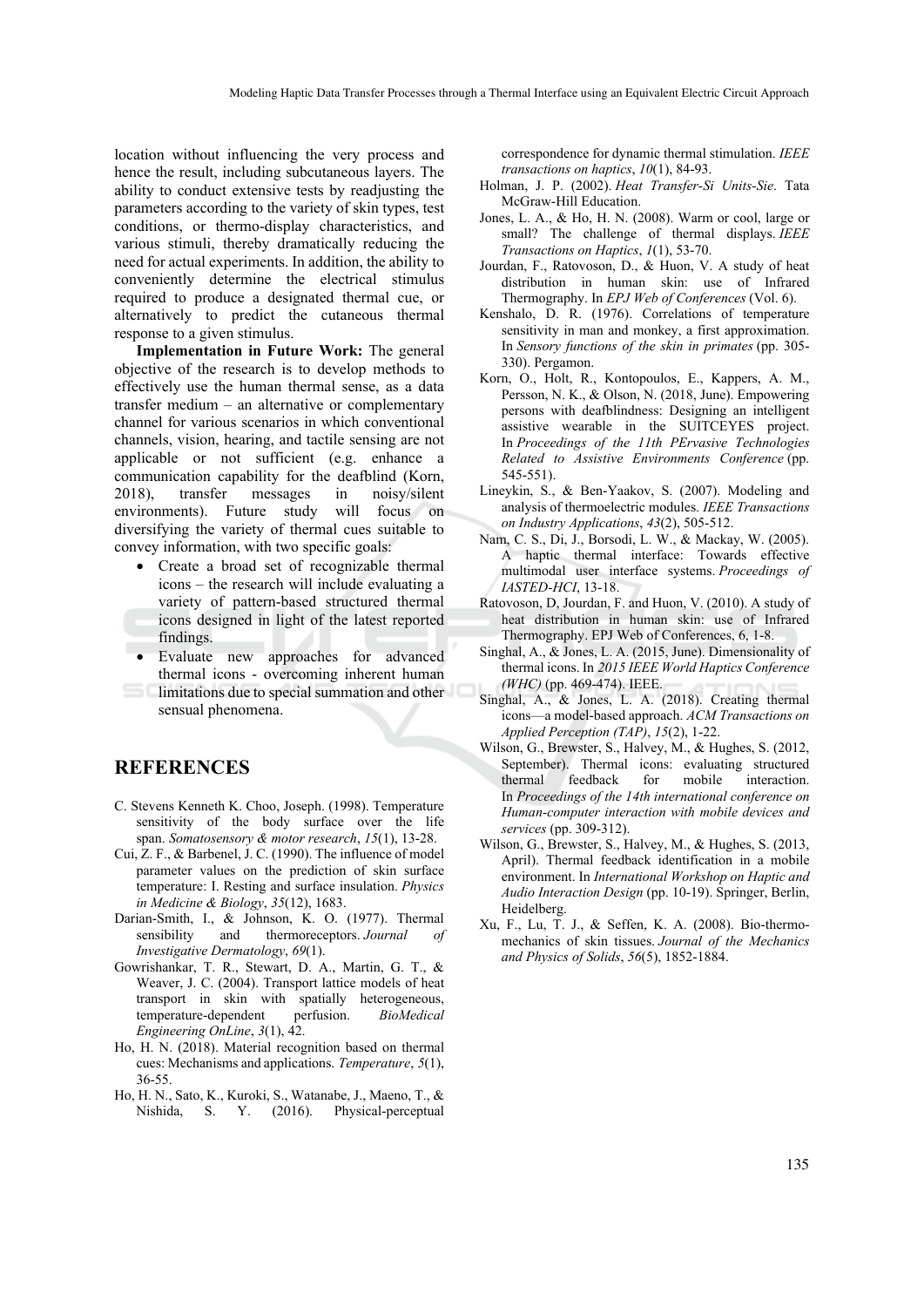location without influencing the very process and hence the result, including subcutaneous layers. The ability to conduct extensive tests by readjusting the parameters according to the variety of skin types, test conditions, or thermo-display characteristics, and various stimuli, thereby dramatically reducing the need for actual experiments. In addition, the ability to conveniently determine the electrical stimulus required to produce a designated thermal cue, or alternatively to predict the cutaneous thermal response to a given stimulus.

**Implementation in Future Work:** The general objective of the research is to develop methods to effectively use the human thermal sense, as a data transfer medium – an alternative or complementary channel for various scenarios in which conventional channels, vision, hearing, and tactile sensing are not applicable or not sufficient (e.g. enhance a communication capability for the deafblind (Korn, 2018), transfer messages in noisy/silent environments). Future study will focus on diversifying the variety of thermal cues suitable to convey information, with two specific goals:

- Create a broad set of recognizable thermal icons – the research will include evaluating a variety of pattern-based structured thermal icons designed in light of the latest reported findings.
- Evaluate new approaches for advanced thermal icons - overcoming inherent human limitations due to special summation and other sensual phenomena.

## REFERENCES

C. Stevens Kenneth K. Choo, Joseph. (1998). Temperature sensitivity of the body surface over the life span. *Somatosensory & motor research*, *15*(1), 13-28.

Cui, Z. F., & Barbenel, J. C. (1990). The influence of model parameter values on the prediction of skin surface temperature: I. Resting and surface insulation. *Physics in Medicine & Biology*, *35*(12), 1683.

Darian-Smith, I., & Johnson, K. O. (1977). Thermal sensibility and thermoreceptors. *Journal of Investigative Dermatology*, *69*(1).

Gowrishankar, T. R., Stewart, D. A., Martin, G. T., & Weaver, J. C. (2004). Transport lattice models of heat transport in skin with spatially heterogeneous, temperature-dependent perfusion. *BioMedical Engineering OnLine*, *3*(1), 42.

Ho, H. N. (2018). Material recognition based on thermal cues: Mechanisms and applications. *Temperature*, *5*(1), 36-55.

Ho, H. N., Sato, K., Kuroki, S., Watanabe, J., Maeno, T., & Nishida, S. Y. (2016). Physical-perceptual correspondence for dynamic thermal stimulation. *IEEE transactions on haptics*, *10*(1), 84-93.

Holman, J. P. (2002). *Heat Transfer-Si Units-Sie*. Tata McGraw-Hill Education.

Jones, L. A., & Ho, H. N. (2008). Warm or cool, large or small? The challenge of thermal displays. *IEEE Transactions on Haptics*, *1*(1), 53-70.

Jourdan, F., Ratovoson, D., & Huon, V. A study of heat distribution in human skin: use of Infrared Thermography. In *EPJ Web of Conferences* (Vol. 6).

Kenshalo, D. R. (1976). Correlations of temperature sensitivity in man and monkey, a first approximation. In *Sensory functions of the skin in primates* (pp. 305-330). Pergamon.

Korn, O., Holt, R., Kontopoulos, E., Kappers, A. M., Persson, N. K., & Olson, N. (2018, June). Empowering persons with deafblindness: Designing an intelligent assistive wearable in the SUITCEYES project. In *Proceedings of the 11th PErvasive Technologies Related to Assistive Environments Conference* (pp. 545-551).

Lineykin, S., & Ben-Yaakov, S. (2007). Modeling and analysis of thermoelectric modules. *IEEE Transactions on Industry Applications*, *43*(2), 505-512.

Nam, C. S., Di, J., Borsodi, L. W., & Mackay, W. (2005). A haptic thermal interface: Towards effective multimodal user interface systems. *Proceedings of IASTED-HCI*, 13-18.

Ratovoson, D, Jourdan, F. and Huon, V. (2010). A study of heat distribution in human skin: use of Infrared Thermography. EPJ Web of Conferences, 6, 1-8.

Singhal, A., & Jones, L. A. (2015, June). Dimensionality of thermal icons. In *2015 IEEE World Haptics Conference (WHC)* (pp. 469-474). IEEE.

Singhal, A., & Jones, L. A. (2018). Creating thermal icons—a model-based approach. *ACM Transactions on Applied Perception (TAP)*, *15*(2), 1-22.

Wilson, G., Brewster, S., Halvey, M., & Hughes, S. (2012, September). Thermal icons: evaluating structured thermal feedback for mobile interaction. In *Proceedings of the 14th international conference on Human-computer interaction with mobile devices and services* (pp. 309-312).

Wilson, G., Brewster, S., Halvey, M., & Hughes, S. (2013, April). Thermal feedback identification in a mobile environment. In *International Workshop on Haptic and Audio Interaction Design* (pp. 10-19). Springer, Berlin, Heidelberg.

Xu, F., Lu, T. J., & Seffen, K. A. (2008). Bio-thermo-mechanics of skin tissues. *Journal of the Mechanics and Physics of Solids*, *56*(5), 1852-1884.